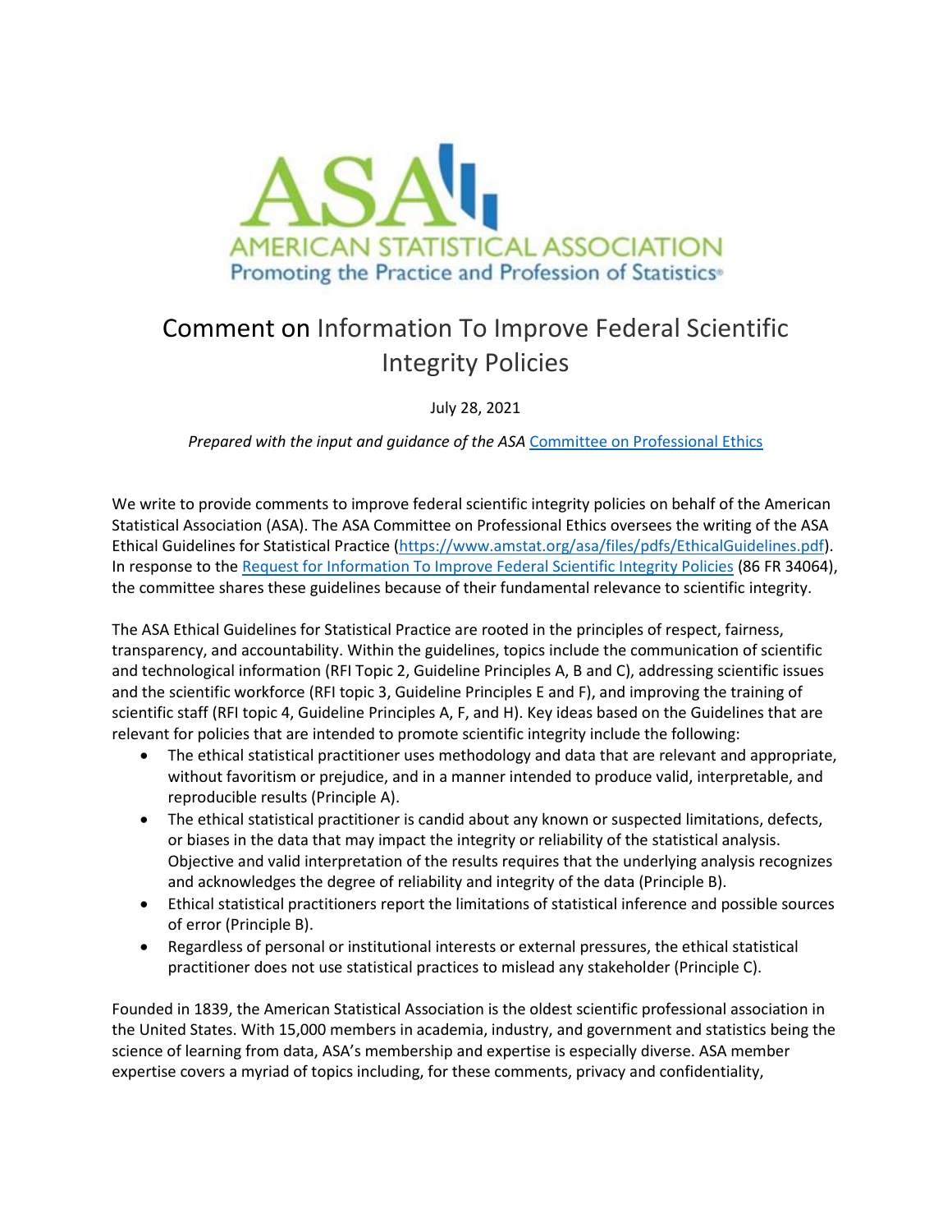AMERICAN STATISTICAL ASSOCIATION

Promoting the Practice and Profession of Statistics®

# Comment on Information To Improve Federal Scientific Integrity Policies

July 28, 2021

*Prepared with the input and guidance of the ASA [Committee on Professional Ethics](#)*

We write to provide comments to improve federal scientific integrity policies on behalf of the American Statistical Association (ASA). The ASA Committee on Professional Ethics oversees the writing of the ASA Ethical Guidelines for Statistical Practice (https://www.amstat.org/asa/files/pdfs/EthicalGuidelines.pdf). In response to the [Request for Information To Improve Federal Scientific Integrity Policies](#) (86 FR 34064), the committee shares these guidelines because of their fundamental relevance to scientific integrity.

The ASA Ethical Guidelines for Statistical Practice are rooted in the principles of respect, fairness, transparency, and accountability. Within the guidelines, topics include the communication of scientific and technological information (RFI Topic 2, Guideline Principles A, B and C), addressing scientific issues and the scientific workforce (RFI topic 3, Guideline Principles E and F), and improving the training of scientific staff (RFI topic 4, Guideline Principles A, F, and H). Key ideas based on the Guidelines that are relevant for policies that are intended to promote scientific integrity include the following:

- The ethical statistical practitioner uses methodology and data that are relevant and appropriate, without favoritism or prejudice, and in a manner intended to produce valid, interpretable, and reproducible results (Principle A).
- The ethical statistical practitioner is candid about any known or suspected limitations, defects, or biases in the data that may impact the integrity or reliability of the statistical analysis. Objective and valid interpretation of the results requires that the underlying analysis recognizes and acknowledges the degree of reliability and integrity of the data (Principle B).
- Ethical statistical practitioners report the limitations of statistical inference and possible sources of error (Principle B).
- Regardless of personal or institutional interests or external pressures, the ethical statistical practitioner does not use statistical practices to mislead any stakeholder (Principle C).

Founded in 1839, the American Statistical Association is the oldest scientific professional association in the United States. With 15,000 members in academia, industry, and government and statistics being the science of learning from data, ASA's membership and expertise is especially diverse. ASA member expertise covers a myriad of topics including, for these comments, privacy and confidentiality,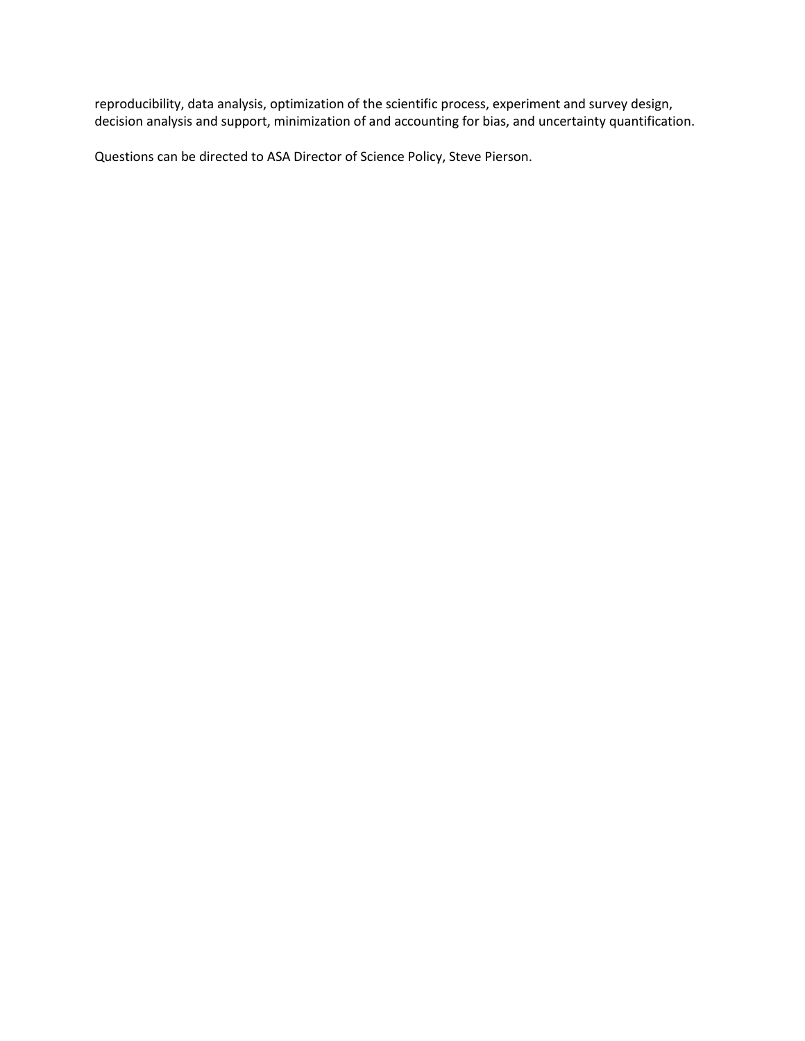reproducibility, data analysis, optimization of the scientific process, experiment and survey design, decision analysis and support, minimization of and accounting for bias, and uncertainty quantification.

Questions can be directed to ASA Director of Science Policy, Steve Pierson.